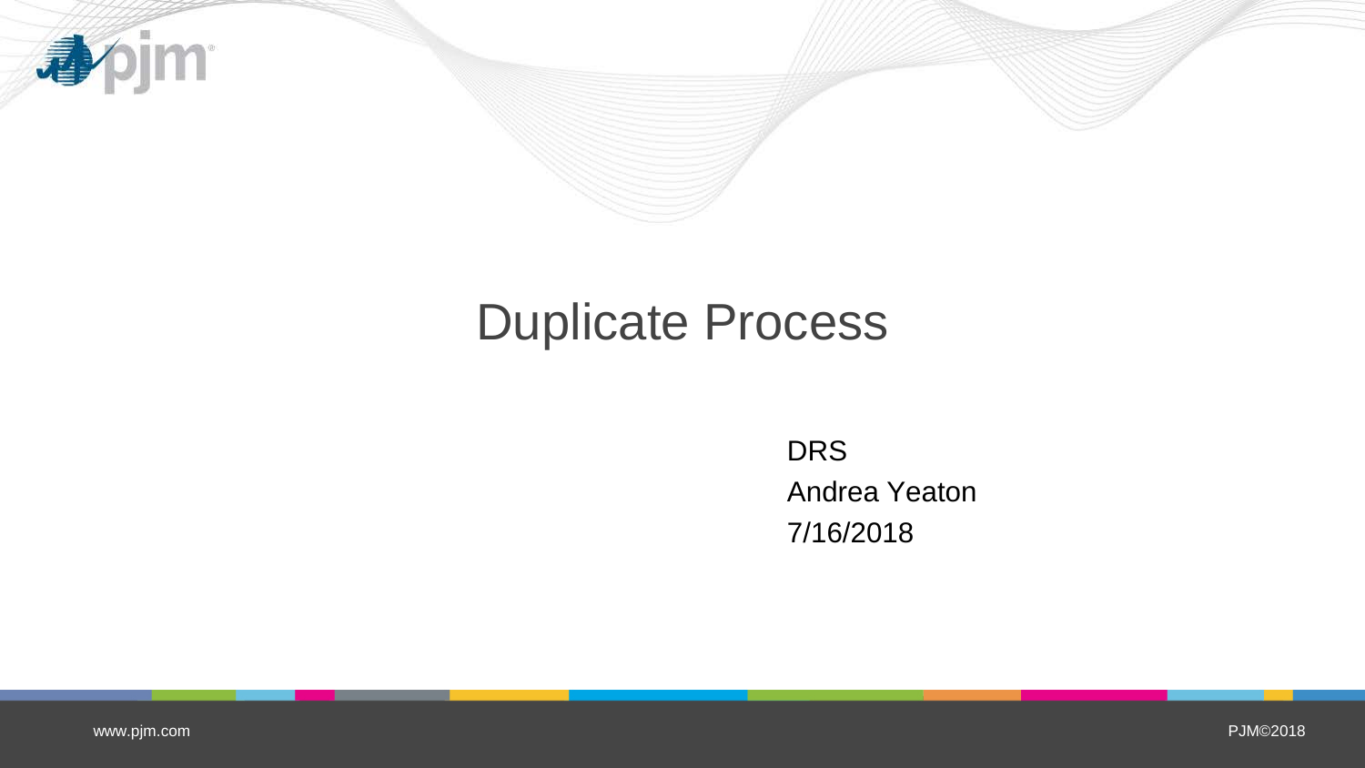# Duplicate Process

DRS
Andrea Yeaton
7/16/2018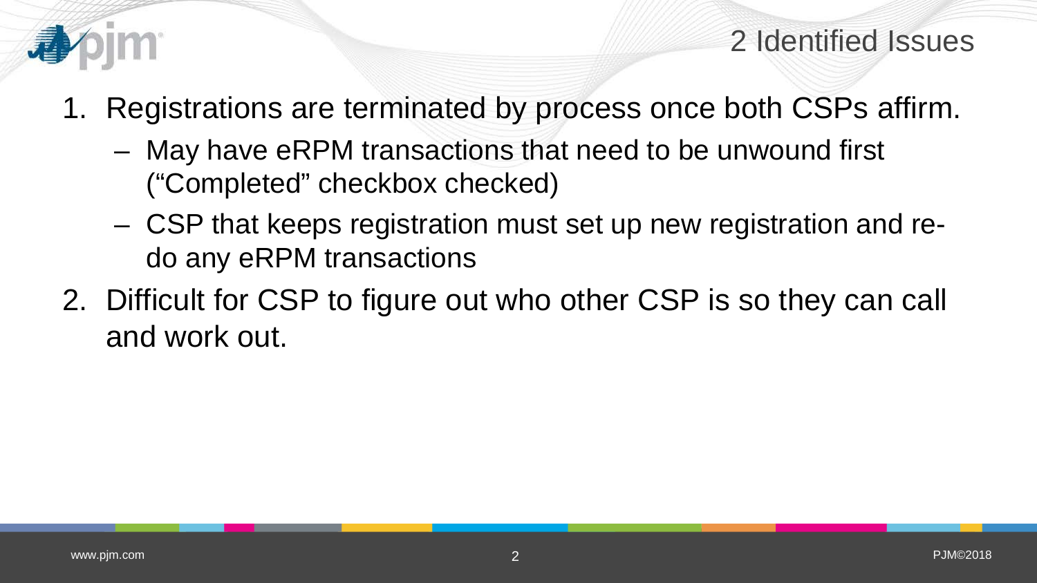# 2 Identified Issues

1. Registrations are terminated by process once both CSPs affirm.
   - May have eRPM transactions that need to be unwound first ("Completed" checkbox checked)
   - CSP that keeps registration must set up new registration and re-do any eRPM transactions
2. Difficult for CSP to figure out who other CSP is so they can call and work out.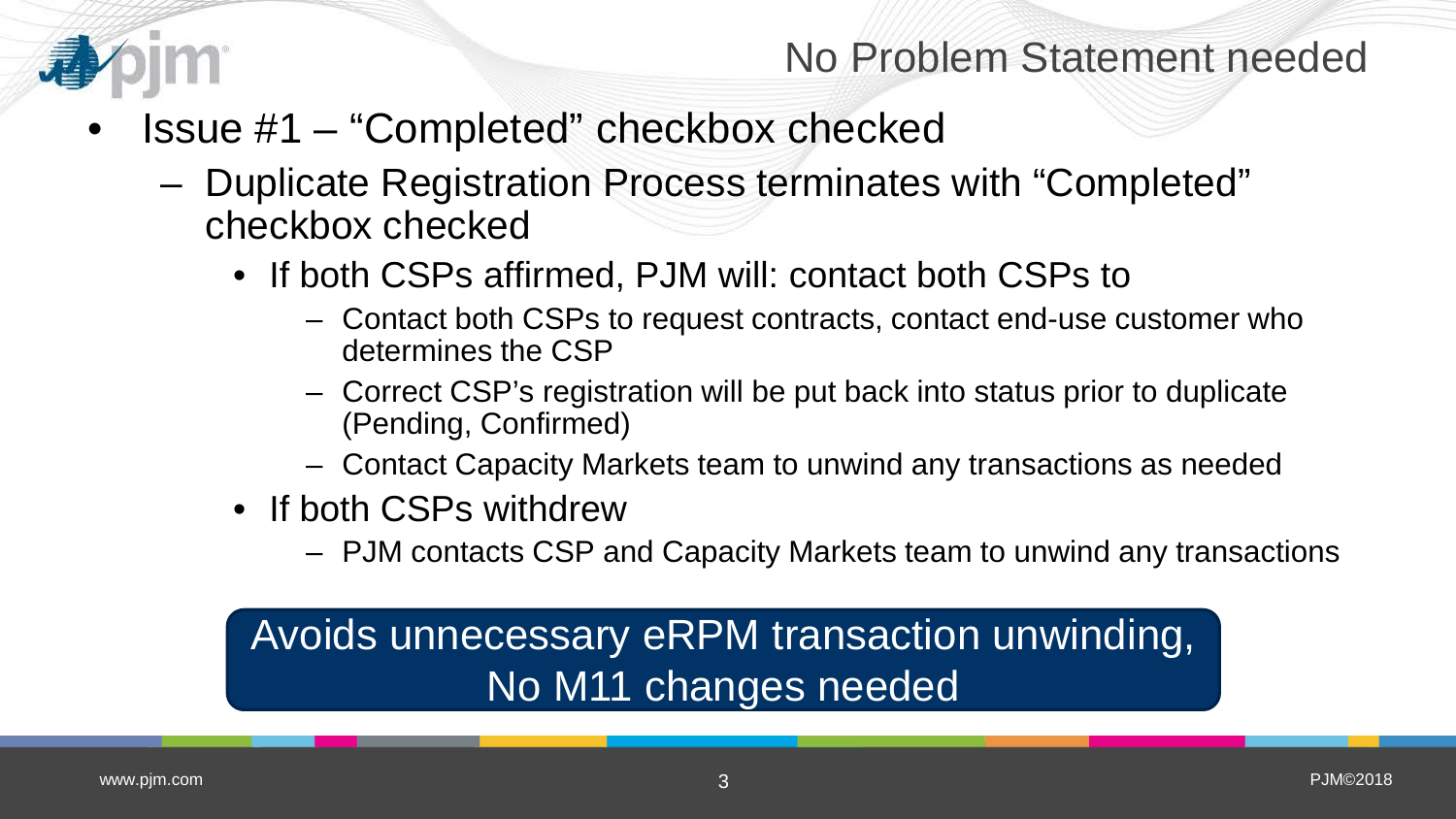## No Problem Statement needed

- Issue #1 – “Completed” checkbox checked
  - Duplicate Registration Process terminates with “Completed” checkbox checked
    - If both CSPs affirmed, PJM will: contact both CSPs to
      - Contact both CSPs to request contracts, contact end-use customer who determines the CSP
      - Correct CSP’s registration will be put back into status prior to duplicate (Pending, Confirmed)
      - Contact Capacity Markets team to unwind any transactions as needed
    - If both CSPs withdrew
      - PJM contacts CSP and Capacity Markets team to unwind any transactions

**Avoids unnecessary eRPM transaction unwinding, No M11 changes needed**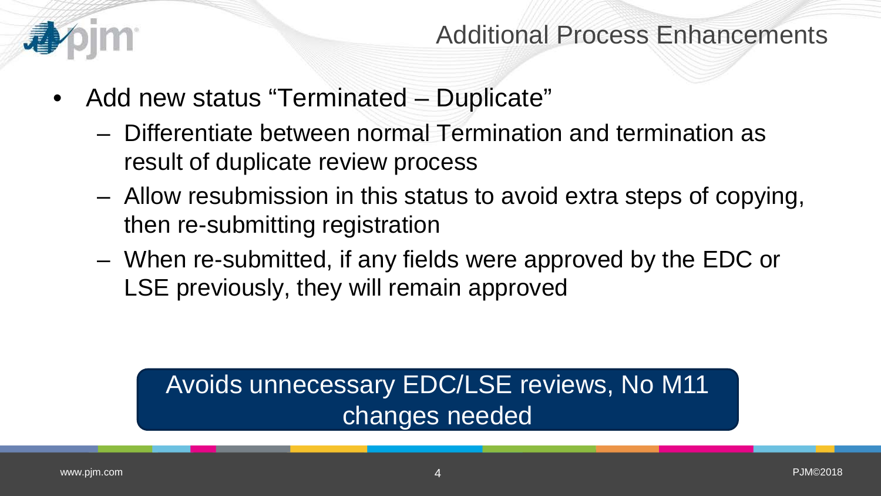# Additional Process Enhancements

- Add new status "Terminated – Duplicate"
  - Differentiate between normal Termination and termination as result of duplicate review process
  - Allow resubmission in this status to avoid extra steps of copying, then re-submitting registration
  - When re-submitted, if any fields were approved by the EDC or LSE previously, they will remain approved

**Avoids unnecessary EDC/LSE reviews, No M11 changes needed**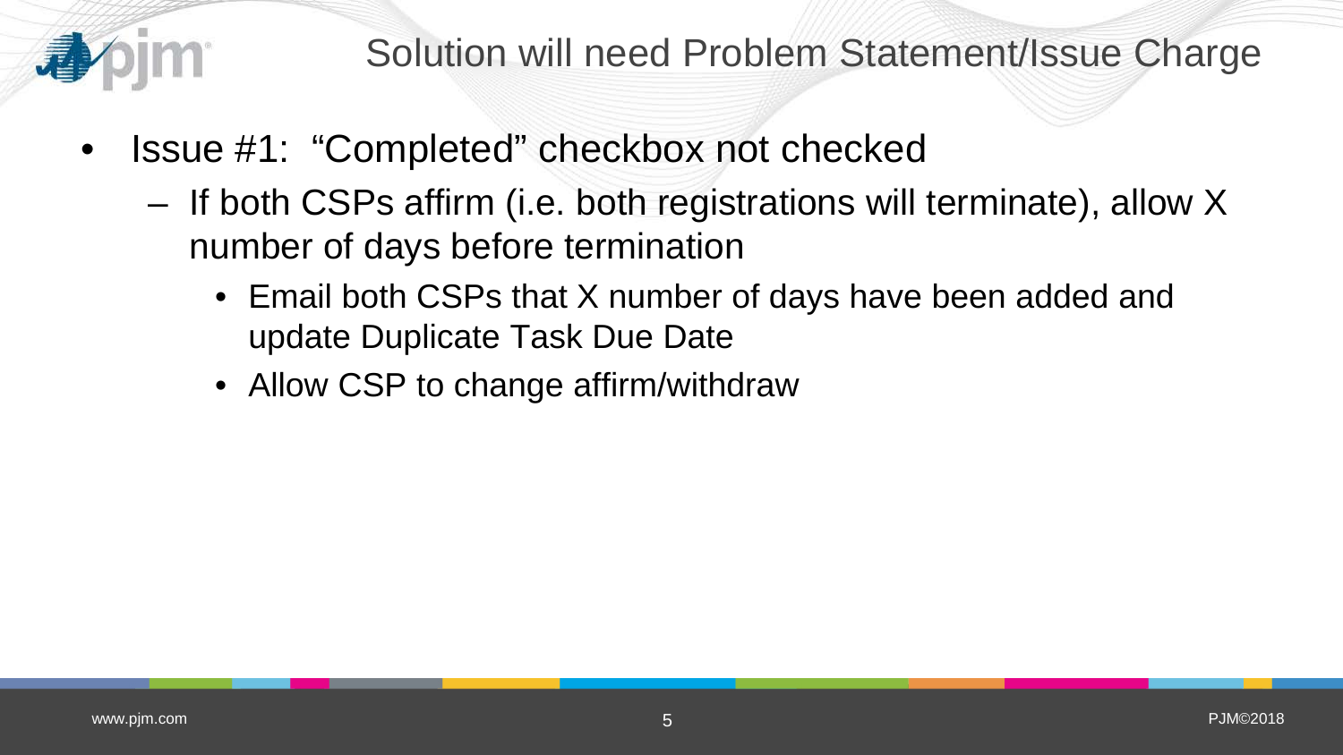# Solution will need Problem Statement/Issue Charge

- Issue #1: "Completed" checkbox not checked
  - If both CSPs affirm (i.e. both registrations will terminate), allow X number of days before termination
    - Email both CSPs that X number of days have been added and update Duplicate Task Due Date
    - Allow CSP to change affirm/withdraw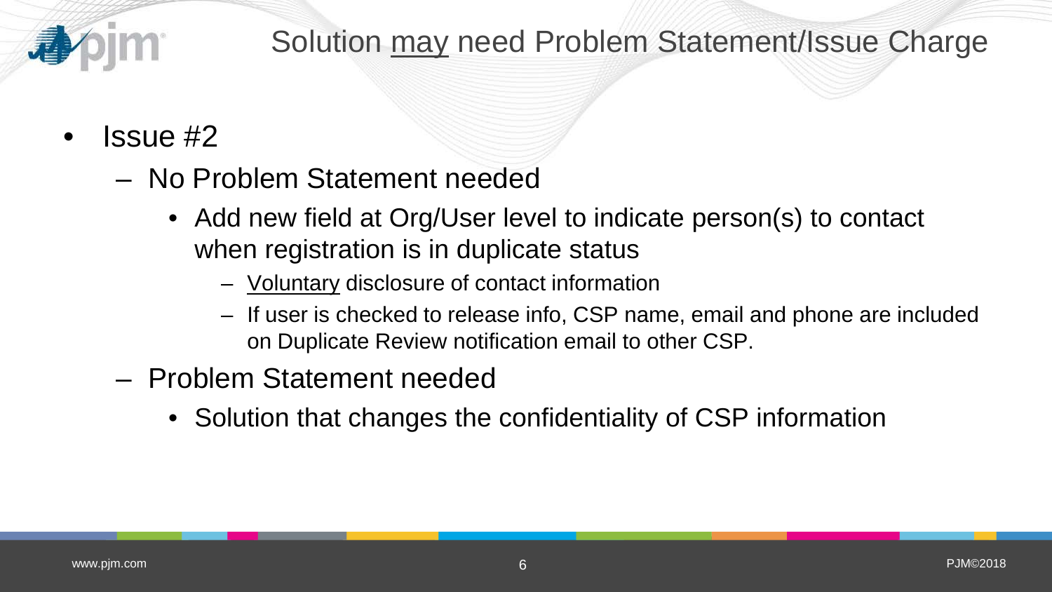# Solution <u>may</u> need Problem Statement/Issue Charge

- Issue #2
  - No Problem Statement needed
    - Add new field at Org/User level to indicate person(s) to contact when registration is in duplicate status
      - <u>Voluntary</u> disclosure of contact information
      - If user is checked to release info, CSP name, email and phone are included on Duplicate Review notification email to other CSP.
  - Problem Statement needed
    - Solution that changes the confidentiality of CSP information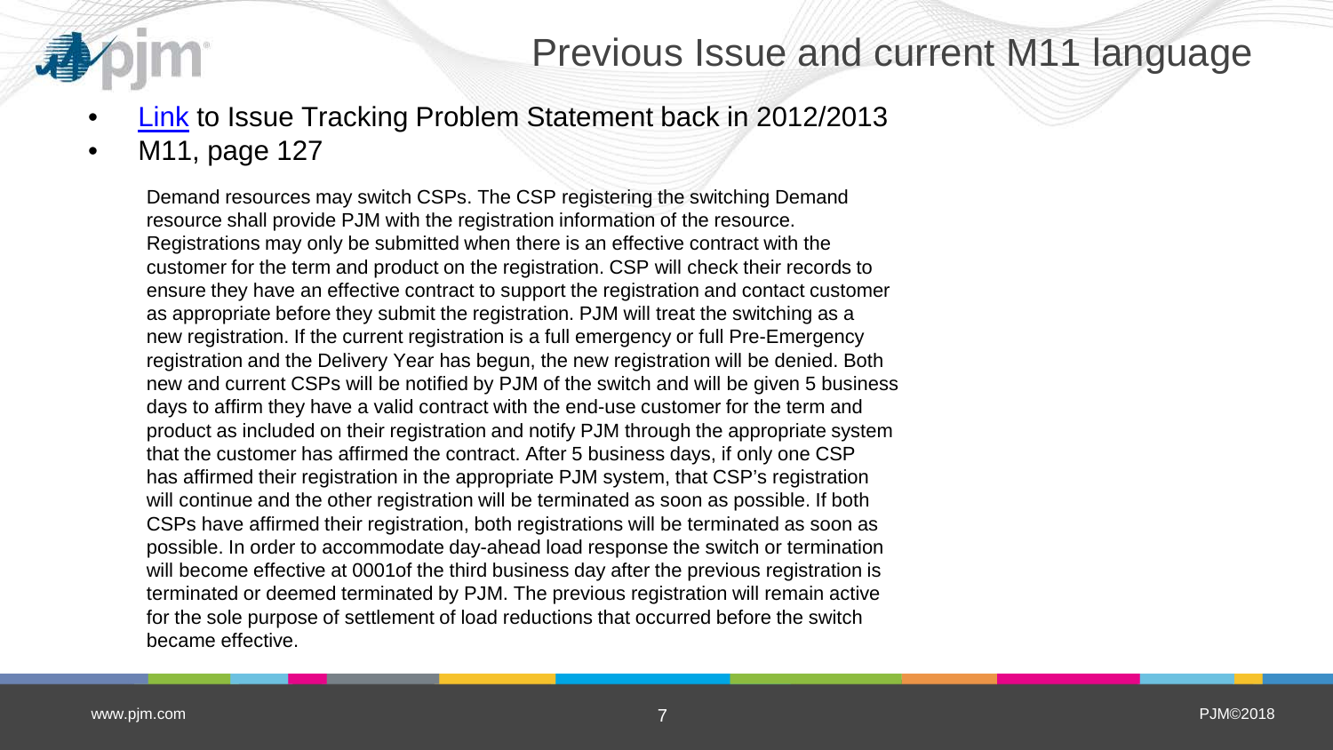# Previous Issue and current M11 language

- Link to Issue Tracking Problem Statement back in 2012/2013
- M11, page 127

Demand resources may switch CSPs. The CSP registering the switching Demand resource shall provide PJM with the registration information of the resource. Registrations may only be submitted when there is an effective contract with the customer for the term and product on the registration. CSP will check their records to ensure they have an effective contract to support the registration and contact customer as appropriate before they submit the registration. PJM will treat the switching as a new registration. If the current registration is a full emergency or full Pre-Emergency registration and the Delivery Year has begun, the new registration will be denied. Both new and current CSPs will be notified by PJM of the switch and will be given 5 business days to affirm they have a valid contract with the end-use customer for the term and product as included on their registration and notify PJM through the appropriate system that the customer has affirmed the contract. After 5 business days, if only one CSP has affirmed their registration in the appropriate PJM system, that CSP's registration will continue and the other registration will be terminated as soon as possible. If both CSPs have affirmed their registration, both registrations will be terminated as soon as possible. In order to accommodate day-ahead load response the switch or termination will become effective at 0001of the third business day after the previous registration is terminated or deemed terminated by PJM. The previous registration will remain active for the sole purpose of settlement of load reductions that occurred before the switch became effective.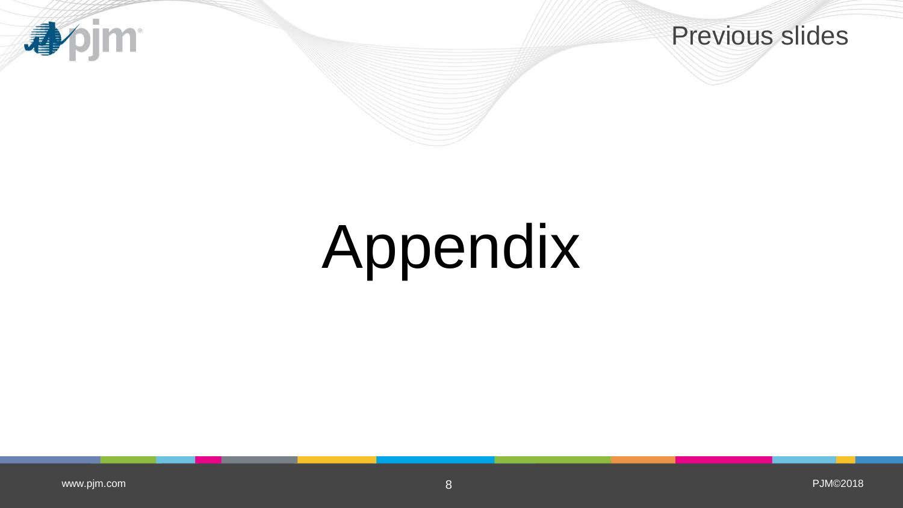Previous slides

# Appendix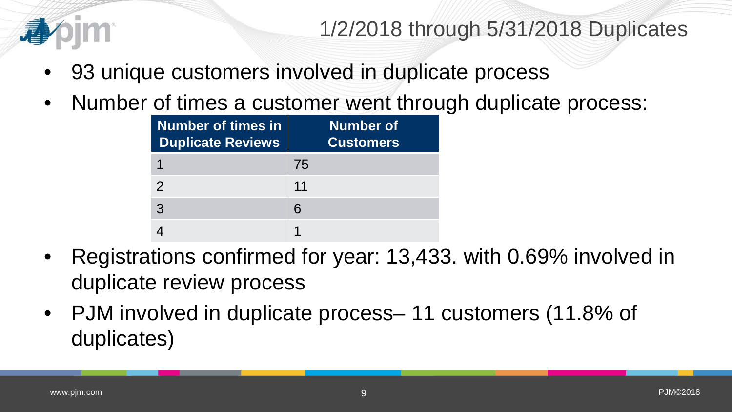# 1/2/2018 through 5/31/2018 Duplicates

- 93 unique customers involved in duplicate process
- Number of times a customer went through duplicate process:

| Number of times in Duplicate Reviews | Number of Customers |
|---|---|
| 1 | 75 |
| 2 | 11 |
| 3 | 6 |
| 4 | 1 |

- Registrations confirmed for year: 13,433. with 0.69% involved in duplicate review process
- PJM involved in duplicate process– 11 customers (11.8% of duplicates)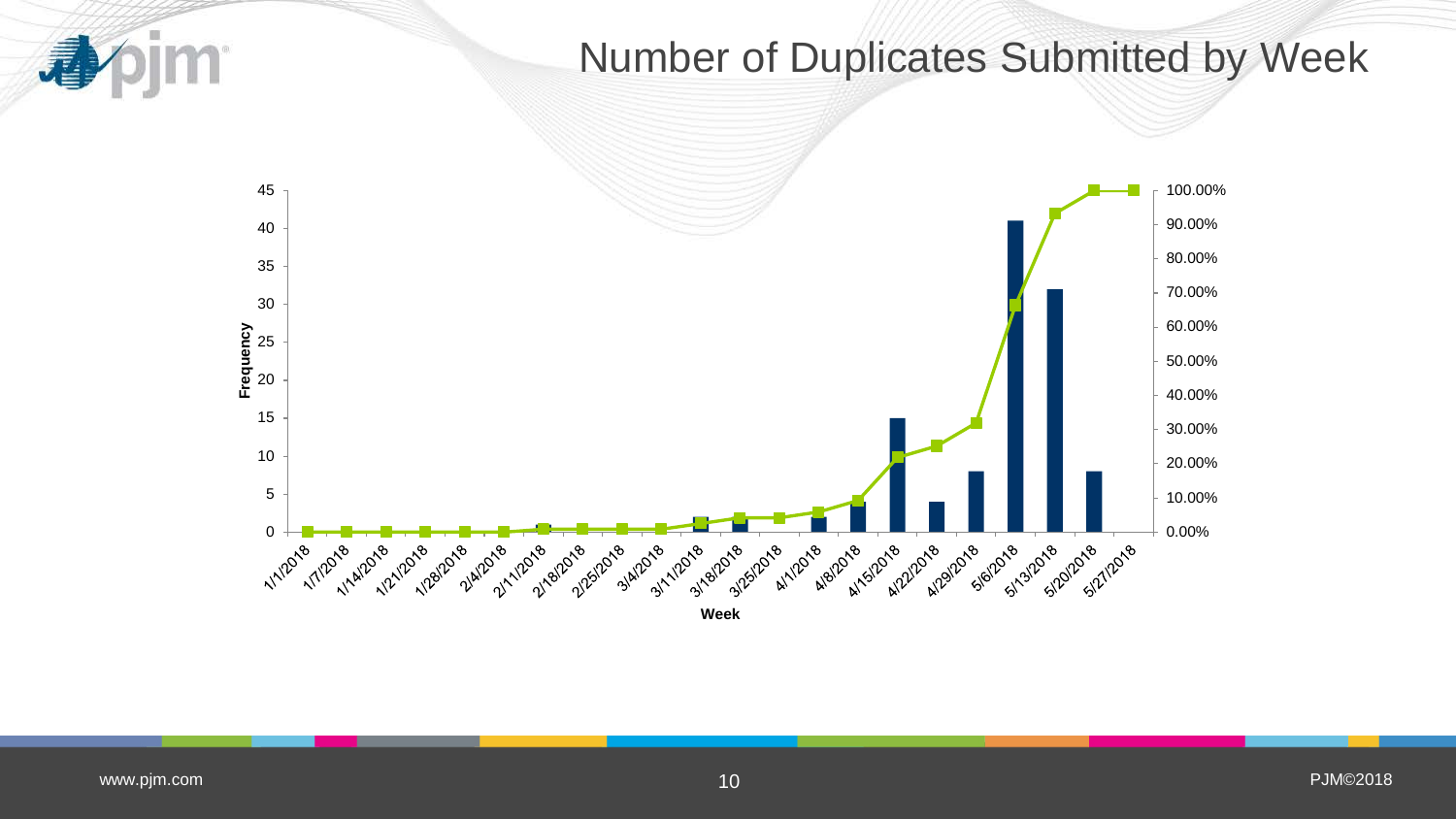# Number of Duplicates Submitted by Week

Frequency

Week

45, 40, 35, 30, 25, 20, 15, 10, 5, 0

100.00%, 90.00%, 80.00%, 70.00%, 60.00%, 50.00%, 40.00%, 30.00%, 20.00%, 10.00%, 0.00%

1/1/2018, 1/7/2018, 1/14/2018, 1/21/2018, 1/28/2018, 2/4/2018, 2/11/2018, 2/18/2018, 2/25/2018, 3/4/2018, 3/11/2018, 3/18/2018, 3/25/2018, 4/1/2018, 4/8/2018, 4/15/2018, 4/22/2018, 4/29/2018, 5/6/2018, 5/13/2018, 5/20/2018, 5/27/2018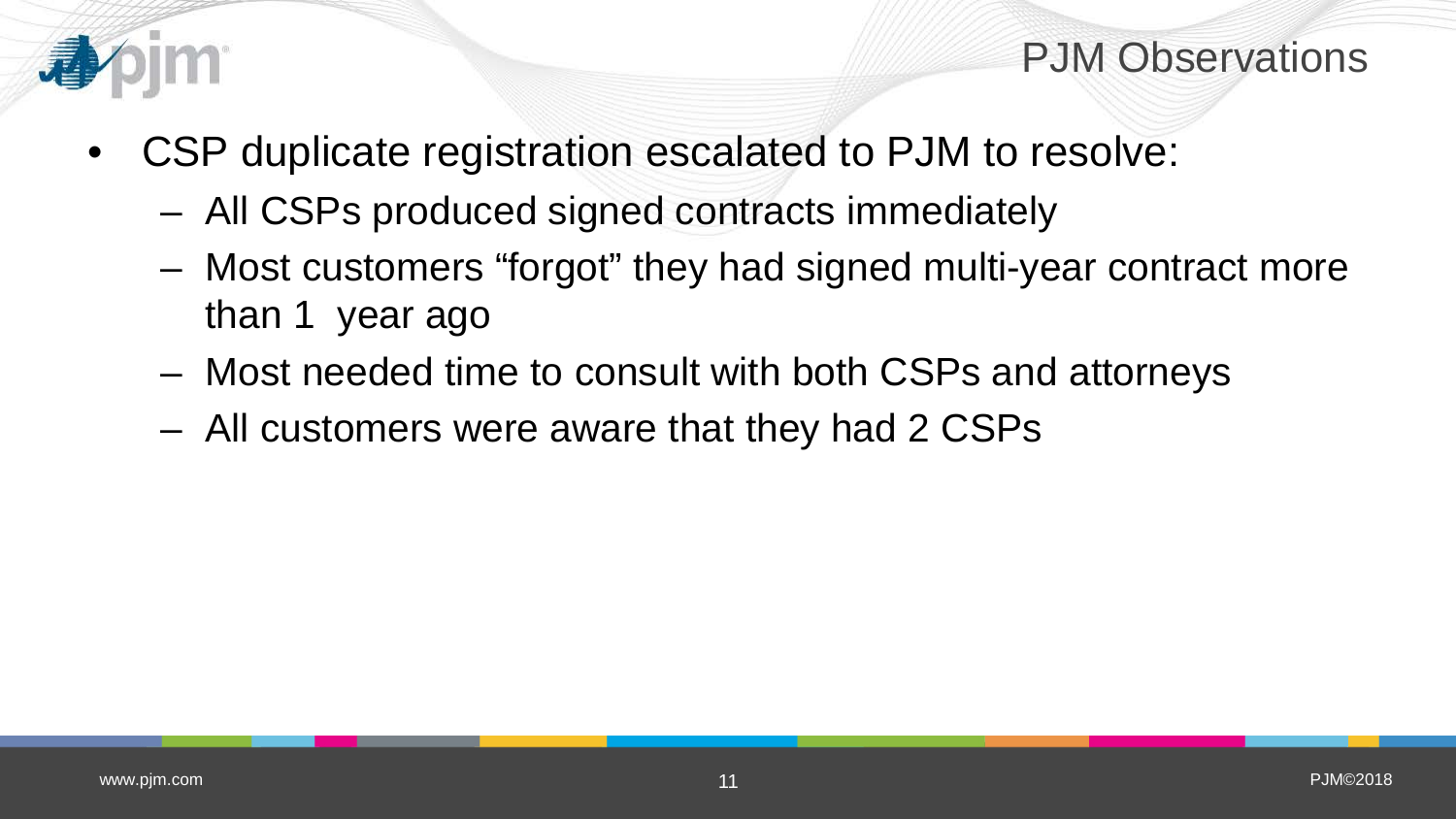# PJM Observations

- CSP duplicate registration escalated to PJM to resolve:
  - All CSPs produced signed contracts immediately
  - Most customers "forgot" they had signed multi-year contract more than 1 year ago
  - Most needed time to consult with both CSPs and attorneys
  - All customers were aware that they had 2 CSPs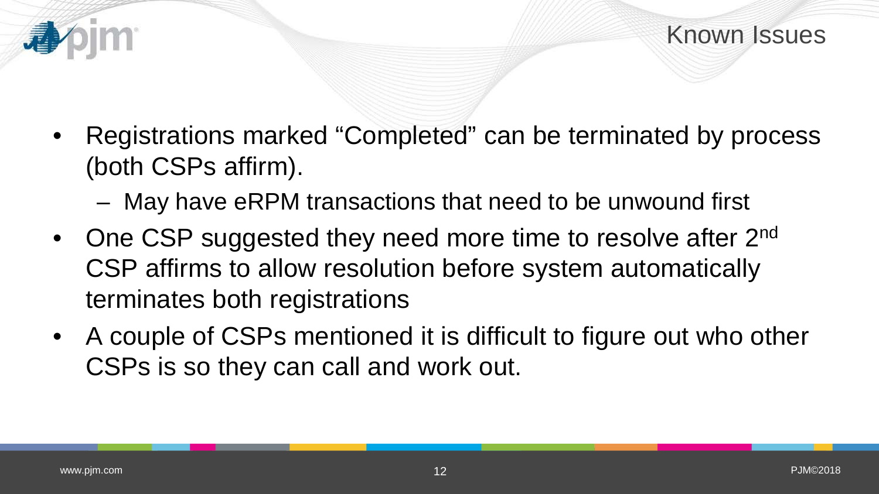# Known Issues

- Registrations marked "Completed" can be terminated by process (both CSPs affirm).
  - May have eRPM transactions that need to be unwound first
- One CSP suggested they need more time to resolve after 2nd CSP affirms to allow resolution before system automatically terminates both registrations
- A couple of CSPs mentioned it is difficult to figure out who other CSPs is so they can call and work out.